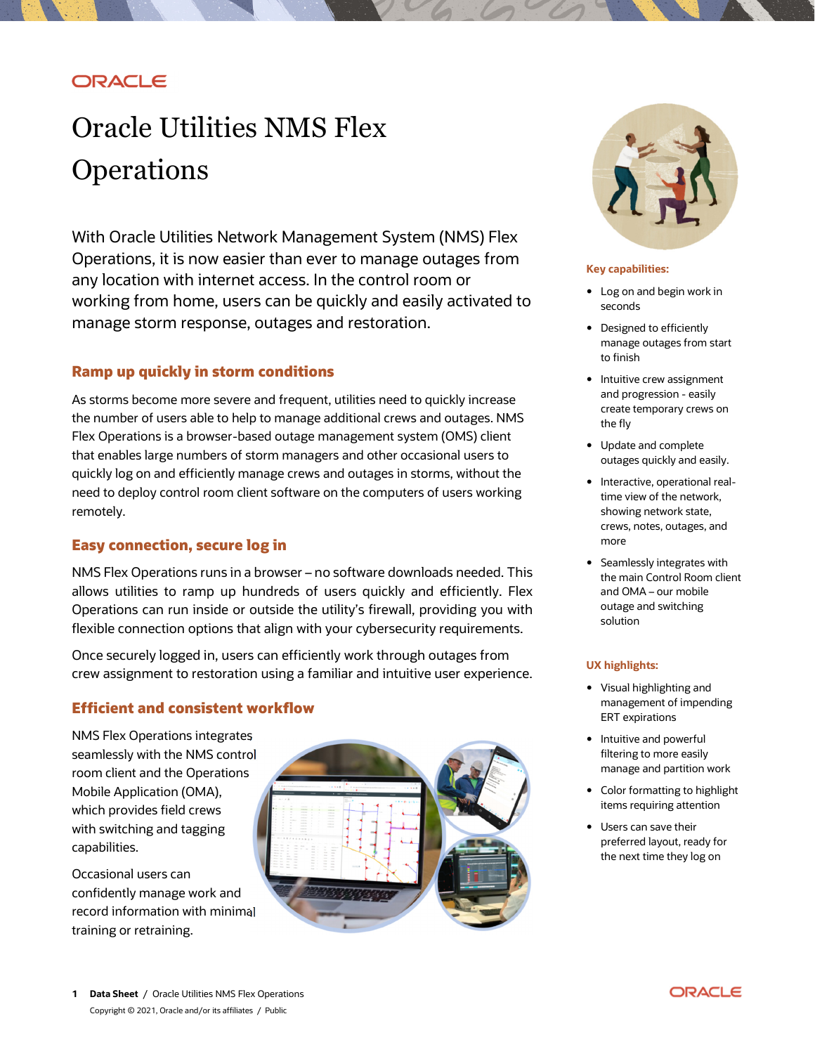# Oracle Utilities NMS Flex Operations

With Oracle Utilities Network Management System (NMS) Flex Operations, it is now easier than ever to manage outages from any location with internet access. In the control room or working from home, users can be quickly and easily activated to manage storm response, outages and restoration.

## Ramp up quickly in storm conditions

As storms become more severe and frequent, utilities need to quickly increase the number of users able to help to manage additional crews and outages. NMS Flex Operations is a browser-based outage management system (OMS) client that enables large numbers of storm managers and other occasional users to quickly log on and efficiently manage crews and outages in storms, without the need to deploy control room client software on the computers of users working remotely.

## Easy connection, secure log in

NMS Flex Operations runs in a browser – no software downloads needed. This allows utilities to ramp up hundreds of users quickly and efficiently. Flex Operations can run inside or outside the utility's firewall, providing you with flexible connection options that align with your cybersecurity requirements.

Once securely logged in, users can efficiently work through outages from crew assignment to restoration using a familiar and intuitive user experience.

## Efficient and consistent workflow

NMS Flex Operations integrates seamlessly with the NMS control room client and the Operations Mobile Application (OMA), which provides field crews with switching and tagging capabilities.

Occasional users can confidently manage work and record information with minimal training or retraining.

**Key capabilities:**

- Log on and begin work in seconds
- Designed to efficiently manage outages from start to finish
- Intuitive crew assignment and progression - easily create temporary crews on the fly
- Update and complete outages quickly and easily.
- Interactive, operational real-time view of the network, showing network state, crews, notes, outages, and more
- Seamlessly integrates with the main Control Room client and OMA – our mobile outage and switching solution

**UX highlights:**

- Visual highlighting and management of impending ERT expirations
- Intuitive and powerful filtering to more easily manage and partition work
- Color formatting to highlight items requiring attention
- Users can save their preferred layout, ready for the next time they log on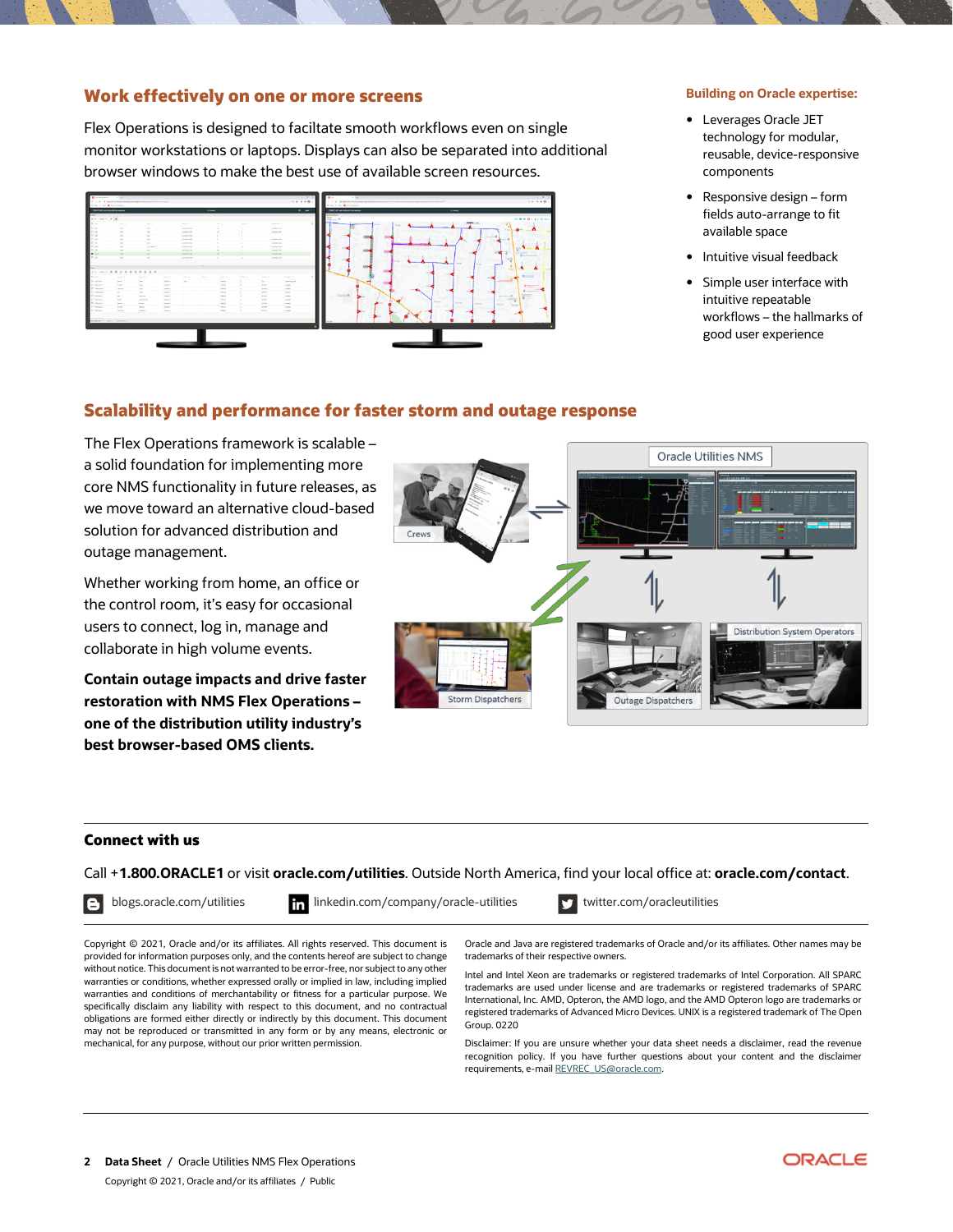## Work effectively on one or more screens

Flex Operations is designed to faciltate smooth workflows even on single monitor workstations or laptops. Displays can also be separated into additional browser windows to make the best use of available screen resources.

### Building on Oracle expertise:

- Leverages Oracle JET technology for modular, reusable, device-responsive components
- Responsive design – form fields auto-arrange to fit available space
- Intuitive visual feedback
- Simple user interface with intuitive repeatable workflows – the hallmarks of good user experience

## Scalability and performance for faster storm and outage response

The Flex Operations framework is scalable – a solid foundation for implementing more core NMS functionality in future releases, as we move toward an alternative cloud-based solution for advanced distribution and outage management.

Whether working from home, an office or the control room, it's easy for occasional users to connect, log in, manage and collaborate in high volume events.

**Contain outage impacts and drive faster restoration with NMS Flex Operations – one of the distribution utility industry's best browser-based OMS clients.**

Oracle Utilities NMS

Crews

Storm Dispatchers

Outage Dispatchers

Distribution System Operators

### Connect with us

Call +**1.800.ORACLE1** or visit **oracle.com/utilities**. Outside North America, find your local office at: **oracle.com/contact**.

blogs.oracle.com/utilities linkedin.com/company/oracle-utilities twitter.com/oracleutilities

Copyright © 2021, Oracle and/or its affiliates. All rights reserved. This document is provided for information purposes only, and the contents hereof are subject to change without notice. This document is not warranted to be error-free, nor subject to any other warranties or conditions, whether expressed orally or implied in law, including implied warranties and conditions of merchantability or fitness for a particular purpose. We specifically disclaim any liability with respect to this document, and no contractual obligations are formed either directly or indirectly by this document. This document may not be reproduced or transmitted in any form or by any means, electronic or mechanical, for any purpose, without our prior written permission.

Oracle and Java are registered trademarks of Oracle and/or its affiliates. Other names may be trademarks of their respective owners.

Intel and Intel Xeon are trademarks or registered trademarks of Intel Corporation. All SPARC trademarks are used under license and are trademarks or registered trademarks of SPARC International, Inc. AMD, Opteron, the AMD logo, and the AMD Opteron logo are trademarks or registered trademarks of Advanced Micro Devices. UNIX is a registered trademark of The Open Group. 0220

Disclaimer: If you are unsure whether your data sheet needs a disclaimer, read the revenue recognition policy. If you have further questions about your content and the disclaimer requirements, e-mail REVREC_US@oracle.com.